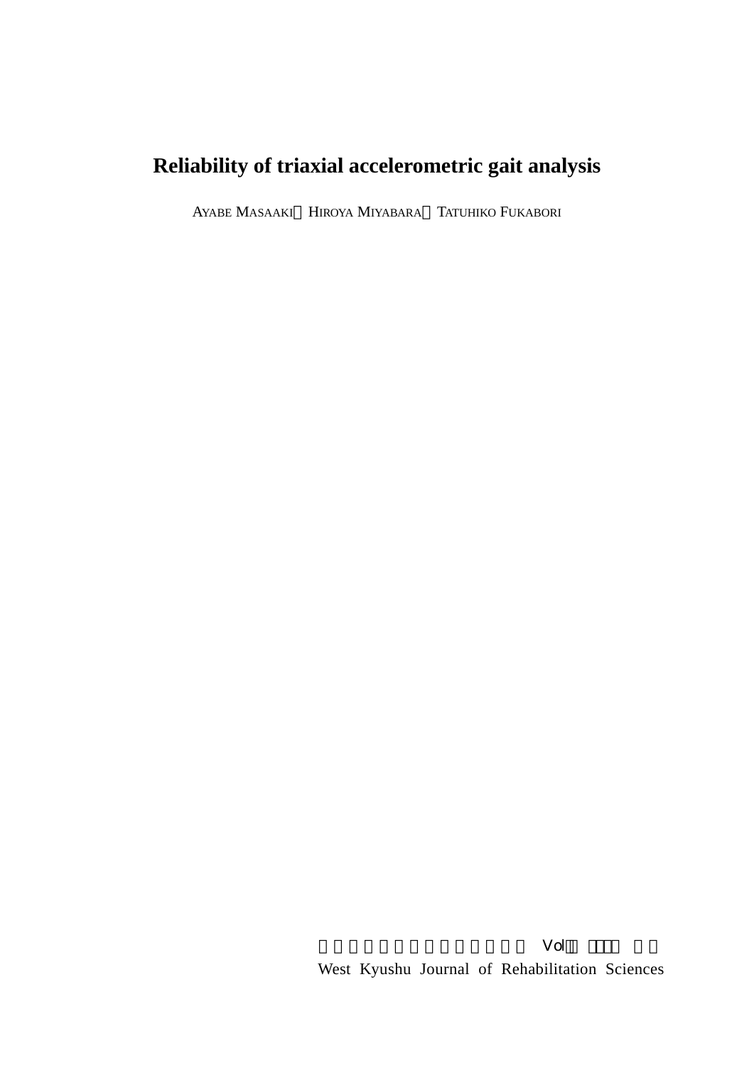# Reliability of triaxial accelerometric gait analysis

AYABE MASAAKI HIROYA MIYABARA TATUHIKO FUKABORI

West Kyushu Journal of Rehabilitation Sciences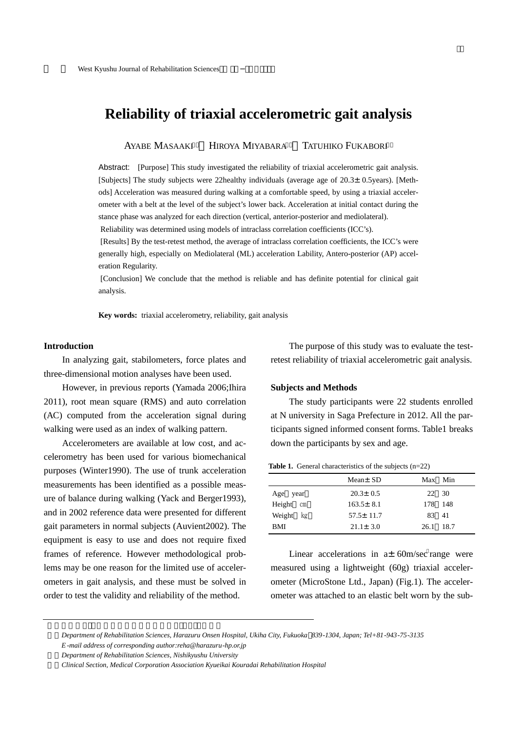# Reliability of triaxial accelerometric gait analysis

AYABE MASAAKI[1], HIROYA MIYABARA[2], TATUHIKO FUKABORI[3]

Abstract: [Purpose] This study investigated the reliability of triaxial accelerometric gait analysis. [Subjects] The study subjects were 22healthy individuals (average age of 20.3± 0.5years). [Methods] Acceleration was measured during walking at a comfortable speed, by using a triaxial accelerometer with a belt at the level of the subject's lower back. Acceleration at initial contact during the stance phase was analyzed for each direction (vertical, anterior-posterior and mediolateral).

Reliability was determined using models of intraclass correlation coefficients (ICC's).

[Results] By the test-retest method, the average of intraclass correlation coefficients, the ICC's were generally high, especially on Mediolateral (ML) acceleration Lability, Antero-posterior (AP) acceleration Regularity.

[Conclusion] We conclude that the method is reliable and has definite potential for clinical gait analysis.

**Key words:** triaxial accelerometry, reliability, gait analysis

## Introduction

In analyzing gait, stabilometers, force plates and three-dimensional motion analyses have been used.

However, in previous reports (Yamada 2006;Ihira 2011), root mean square (RMS) and auto correlation (AC) computed from the acceleration signal during walking were used as an index of walking pattern.

Accelerometers are available at low cost, and accelerometry has been used for various biomechanical purposes (Winter1990). The use of trunk acceleration measurements has been identified as a possible measure of balance during walking (Yack and Berger1993), and in 2002 reference data were presented for different gait parameters in normal subjects (Auvient2002). The equipment is easy to use and does not require fixed frames of reference. However methodological problems may be one reason for the limited use of accelerometers in gait analysis, and these must be solved in order to test the validity and reliability of the method.

The purpose of this study was to evaluate the test-retest reliability of triaxial accelerometric gait analysis.

## Subjects and Methods

The study participants were 22 students enrolled at N university in Saga Prefecture in 2012. All the participants signed informed consent forms. Table1 breaks down the participants by sex and age.

**Table 1.** General characteristics of the subjects (n=22)

| | Mean± SD | Max　Min |
|---|---|---|
| Age（year） | 20.3± 0.5 | 22　30 |
| Height（cm） | 163.5± 8.1 | 178　148 |
| Weight（kg） | 57.5± 11.7 | 83　41 |
| BMI | 21.1± 3.0 | 26.1　18.7 |

Linear accelerations in a± 60m/sec² range were measured using a lightweight (60g) triaxial accelerometer (MicroStone Ltd., Japan) (Fig.1). The accelerometer was attached to an elastic belt worn by the sub-

---

[1] Department of Rehabilitation Sciences, Harazuru Onsen Hospital, Ukiha City, Fukuoka 839-1304, Japan; Tel+81-943-75-3135
E-mail address of corresponding author:reha@harazuru-hp.or.jp

[2] Department of Rehabilitation Sciences, Nishikyushu University

[3] Clinical Section, Medical Corporation Association Kyueikai Kouradai Rehabilitation Hospital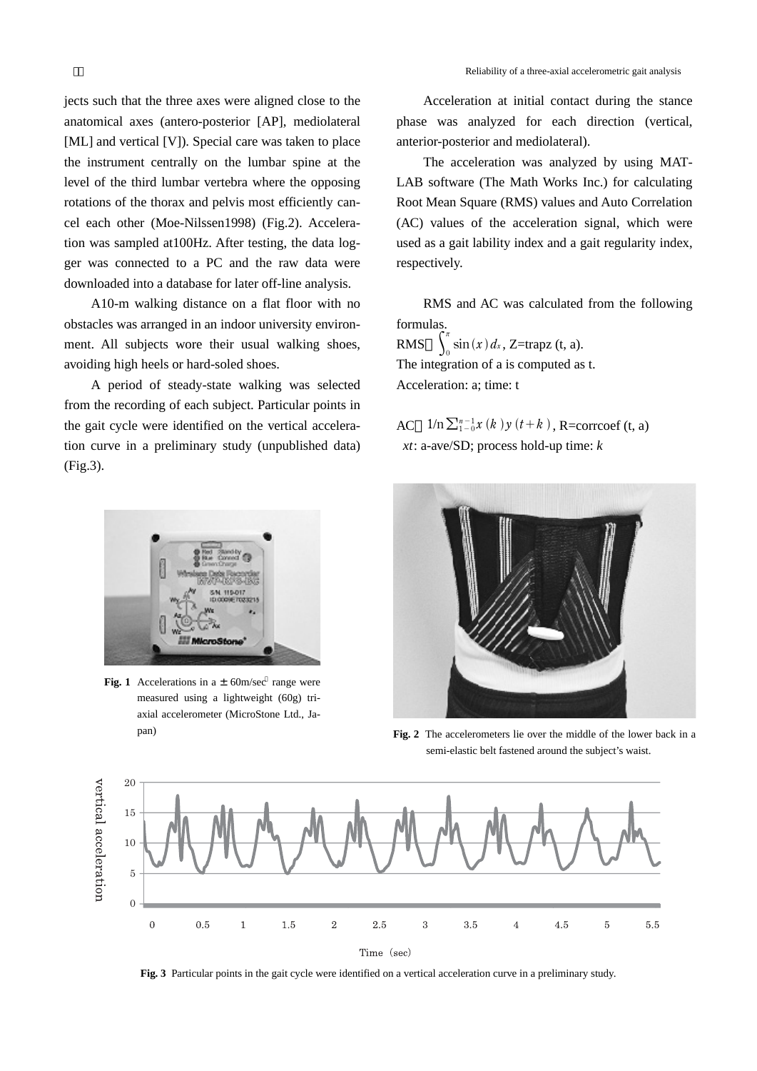jects such that the three axes were aligned close to the anatomical axes (antero-posterior [AP], mediolateral [ML] and vertical [V]). Special care was taken to place the instrument centrally on the lumbar spine at the level of the third lumbar vertebra where the opposing rotations of the thorax and pelvis most efficiently cancel each other (Moe-Nilssen1998) (Fig.2). Acceleration was sampled at100Hz. After testing, the data logger was connected to a PC and the raw data were downloaded into a database for later off-line analysis.

A10-m walking distance on a flat floor with no obstacles was arranged in an indoor university environment. All subjects wore their usual walking shoes, avoiding high heels or hard-soled shoes.

A period of steady-state walking was selected from the recording of each subject. Particular points in the gait cycle were identified on the vertical acceleration curve in a preliminary study (unpublished data) (Fig.3).

Acceleration at initial contact during the stance phase was analyzed for each direction (vertical, anterior-posterior and mediolateral).

The acceleration was analyzed by using MATLAB software (The Math Works Inc.) for calculating Root Mean Square (RMS) values and Auto Correlation (AC) values of the acceleration signal, which were used as a gait lability index and a gait regularity index, respectively.

RMS and AC was calculated from the following formulas.

RMS：$\int_0^{\pi} \sin(x)\, d_x$, Z=trapz (t, a).

The integration of a is computed as t.

Acceleration: a; time: t

AC：$1/n \sum_{1-0}^{n-1} x(k)\, y(t+k)$, R=corrcoef (t, a)

$xt$: a-ave/SD; process hold-up time: $k$

**Fig. 1** Accelerations in a ± 60m/sec² range were measured using a lightweight (60g) triaxial accelerometer (MicroStone Ltd., Japan)

**Fig. 2** The accelerometers lie over the middle of the lower back in a semi-elastic belt fastened around the subject's waist.

**Fig. 3** Particular points in the gait cycle were identified on a vertical acceleration curve in a preliminary study.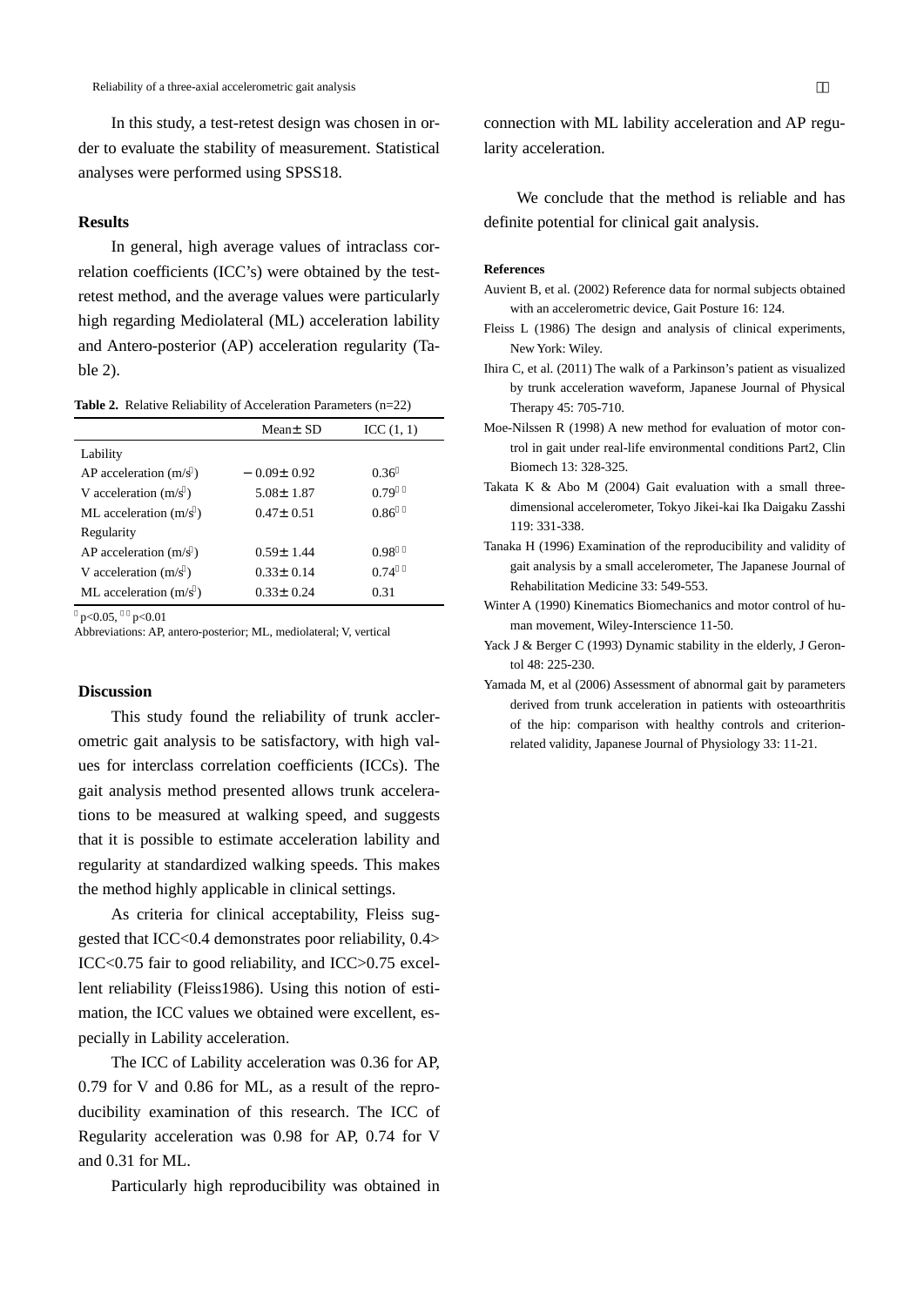In this study, a test-retest design was chosen in order to evaluate the stability of measurement. Statistical analyses were performed using SPSS18.

## Results

In general, high average values of intraclass correlation coefficients (ICC's) were obtained by the test-retest method, and the average values were particularly high regarding Mediolateral (ML) acceleration lability and Antero-posterior (AP) acceleration regularity (Table 2).

**Table 2.** Relative Reliability of Acceleration Parameters (n=22)

| | Mean± SD | ICC (1, 1) |
|---|---|---|
| Lability | | |
| AP acceleration ($m/s^2$) | −0.09± 0.92 | 0.36* |
| V acceleration ($m/s^2$) | 5.08± 1.87 | 0.79** |
| ML acceleration ($m/s^2$) | 0.47± 0.51 | 0.86** |
| Regularity | | |
| AP acceleration ($m/s^2$) | 0.59± 1.44 | 0.98** |
| V acceleration ($m/s^2$) | 0.33± 0.14 | 0.74** |
| ML acceleration ($m/s^2$) | 0.33± 0.24 | 0.31 |

* $p<0.05$, ** $p<0.01$

Abbreviations: AP, antero-posterior; ML, mediolateral; V, vertical

## Discussion

This study found the reliability of trunk acclerometric gait analysis to be satisfactory, with high values for interclass correlation coefficients (ICCs). The gait analysis method presented allows trunk accelerations to be measured at walking speed, and suggests that it is possible to estimate acceleration lability and regularity at standardized walking speeds. This makes the method highly applicable in clinical settings.

As criteria for clinical acceptability, Fleiss suggested that ICC<0.4 demonstrates poor reliability, 0.4> ICC<0.75 fair to good reliability, and ICC>0.75 excellent reliability (Fleiss1986). Using this notion of estimation, the ICC values we obtained were excellent, especially in Lability acceleration.

The ICC of Lability acceleration was 0.36 for AP, 0.79 for V and 0.86 for ML, as a result of the reproducibility examination of this research. The ICC of Regularity acceleration was 0.98 for AP, 0.74 for V and 0.31 for ML.

Particularly high reproducibility was obtained in connection with ML lability acceleration and AP regularity acceleration.

We conclude that the method is reliable and has definite potential for clinical gait analysis.

### References

Auvient B, et al. (2002) Reference data for normal subjects obtained with an accelerometric device, Gait Posture 16: 124.

Fleiss L (1986) The design and analysis of clinical experiments, New York: Wiley.

Ihira C, et al. (2011) The walk of a Parkinson's patient as visualized by trunk acceleration waveform, Japanese Journal of Physical Therapy 45: 705-710.

Moe-Nilssen R (1998) A new method for evaluation of motor control in gait under real-life environmental conditions Part2, Clin Biomech 13: 328-325.

Takata K & Abo M (2004) Gait evaluation with a small three-dimensional accelerometer, Tokyo Jikei-kai Ika Daigaku Zasshi 119: 331-338.

Tanaka H (1996) Examination of the reproducibility and validity of gait analysis by a small accelerometer, The Japanese Journal of Rehabilitation Medicine 33: 549-553.

Winter A (1990) Kinematics Biomechanics and motor control of human movement, Wiley-Interscience 11-50.

Yack J & Berger C (1993) Dynamic stability in the elderly, J Gerontol 48: 225-230.

Yamada M, et al (2006) Assessment of abnormal gait by parameters derived from trunk acceleration in patients with osteoarthritis of the hip: comparison with healthy controls and criterion-related validity, Japanese Journal of Physiology 33: 11-21.